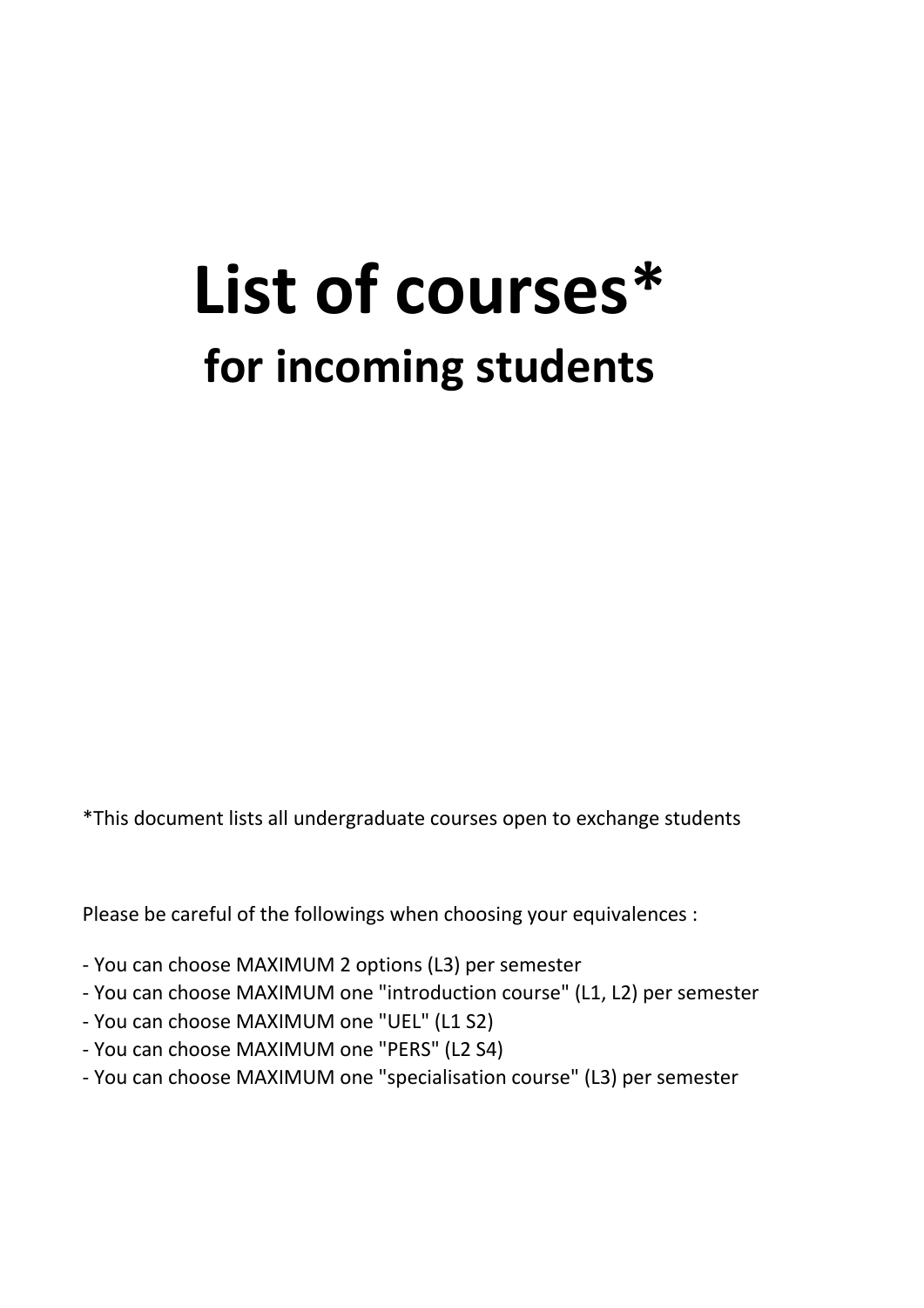# List of courses*

## for incoming students

*This document lists all undergraduate courses open to exchange students

Please be careful of the followings when choosing your equivalences :

- You can choose MAXIMUM 2 options (L3) per semester
- You can choose MAXIMUM one "introduction course" (L1, L2) per semester
- You can choose MAXIMUM one "UEL" (L1 S2)
- You can choose MAXIMUM one "PERS" (L2 S4)
- You can choose MAXIMUM one "specialisation course" (L3) per semester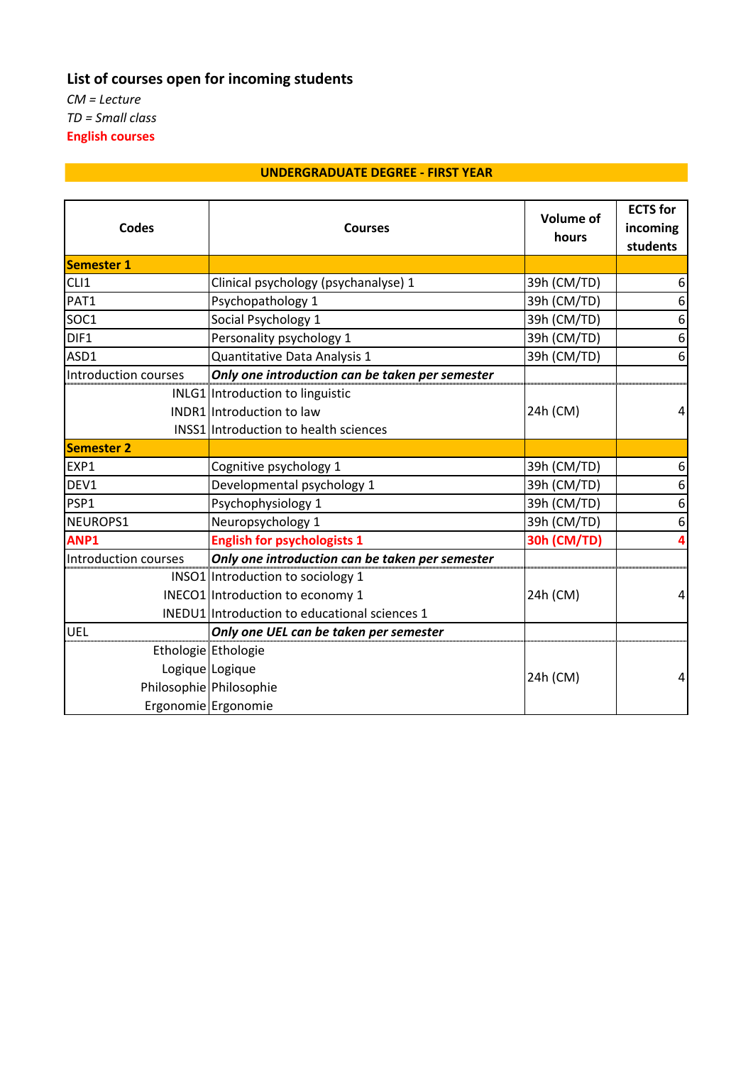## List of courses open for incoming students

*CM = Lecture*

*TD = Small class*

**English courses**

### UNDERGRADUATE DEGREE - FIRST YEAR

| Codes | Courses | Volume of hours | ECTS for incoming students |
|---|---|---|---|
| **Semester 1** | | | |
| CLI1 | Clinical psychology (psychanalyse) 1 | 39h (CM/TD) | 6 |
| PAT1 | Psychopathology 1 | 39h (CM/TD) | 6 |
| SOC1 | Social Psychology 1 | 39h (CM/TD) | 6 |
| DIF1 | Personality psychology 1 | 39h (CM/TD) | 6 |
| ASD1 | Quantitative Data Analysis 1 | 39h (CM/TD) | 6 |
| Introduction courses | ***Only one introduction can be taken per semester*** | | |
| INLG1 | Introduction to linguistic | 24h (CM) | 4 |
| INDR1 | Introduction to law | | |
| INSS1 | Introduction to health sciences | | |
| **Semester 2** | | | |
| EXP1 | Cognitive psychology 1 | 39h (CM/TD) | 6 |
| DEV1 | Developmental psychology 1 | 39h (CM/TD) | 6 |
| PSP1 | Psychophysiology 1 | 39h (CM/TD) | 6 |
| NEUROPS1 | Neuropsychology 1 | 39h (CM/TD) | 6 |
| **ANP1** | **English for psychologists 1** | **30h (CM/TD)** | **4** |
| Introduction courses | ***Only one introduction can be taken per semester*** | | |
| INSO1 | Introduction to sociology 1 | 24h (CM) | 4 |
| INECO1 | Introduction to economy 1 | | |
| INEDU1 | Introduction to educational sciences 1 | | |
| UEL | ***Only one UEL can be taken per semester*** | | |
| Ethologie | Ethologie | 24h (CM) | 4 |
| Logique | Logique | | |
| Philosophie | Philosophie | | |
| Ergonomie | Ergonomie | | |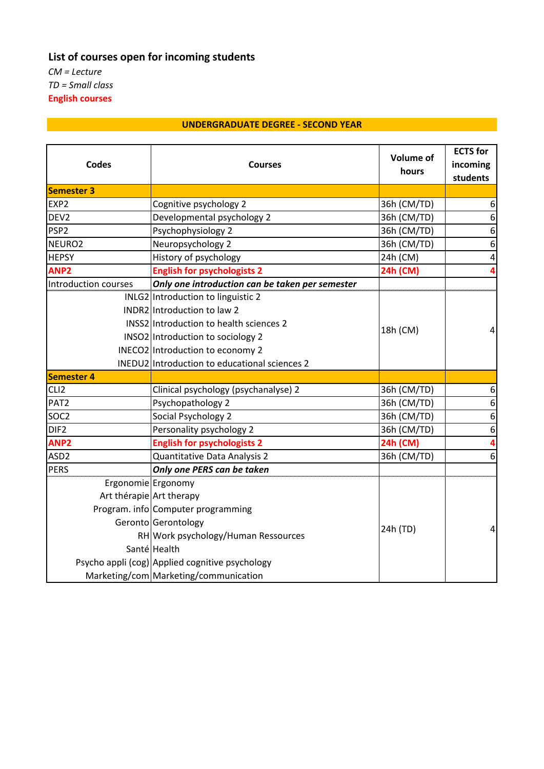## List of courses open for incoming students

*CM = Lecture*
*TD = Small class*
**English courses**

### UNDERGRADUATE DEGREE - SECOND YEAR

| Codes | Courses | Volume of hours | ECTS for incoming students |
|---|---|---|---|
| **Semester 3** | | | |
| EXP2 | Cognitive psychology 2 | 36h (CM/TD) | 6 |
| DEV2 | Developmental psychology 2 | 36h (CM/TD) | 6 |
| PSP2 | Psychophysiology 2 | 36h (CM/TD) | 6 |
| NEURO2 | Neuropsychology 2 | 36h (CM/TD) | 6 |
| HEPSY | History of psychology | 24h (CM) | 4 |
| **ANP2** | **English for psychologists 2** | **24h (CM)** | **4** |
| Introduction courses | ***Only one introduction can be taken per semester*** | | |
| INLG2 | Introduction to linguistic 2 | 18h (CM) | 4 |
| INDR2 | Introduction to law 2 | | |
| INSS2 | Introduction to health sciences 2 | | |
| INSO2 | Introduction to sociology 2 | | |
| INECO2 | Introduction to economy 2 | | |
| INEDU2 | Introduction to educational sciences 2 | | |
| **Semester 4** | | | |
| CLI2 | Clinical psychology (psychanalyse) 2 | 36h (CM/TD) | 6 |
| PAT2 | Psychopathology 2 | 36h (CM/TD) | 6 |
| SOC2 | Social Psychology 2 | 36h (CM/TD) | 6 |
| DIF2 | Personality psychology 2 | 36h (CM/TD) | 6 |
| **ANP2** | **English for psychologists 2** | **24h (CM)** | **4** |
| ASD2 | Quantitative Data Analysis 2 | 36h (CM/TD) | 6 |
| PERS | ***Only one PERS can be taken*** | | |
| Ergonomie | Ergonomy | 24h (TD) | 4 |
| Art thérapie | Art therapy | | |
| Program. info | Computer programming | | |
| Geronto | Gerontology | | |
| RH | Work psychology/Human Ressources | | |
| Santé | Health | | |
| Psycho appli (cog) | Applied cognitive psychology | | |
| Marketing/com | Marketing/communication | | |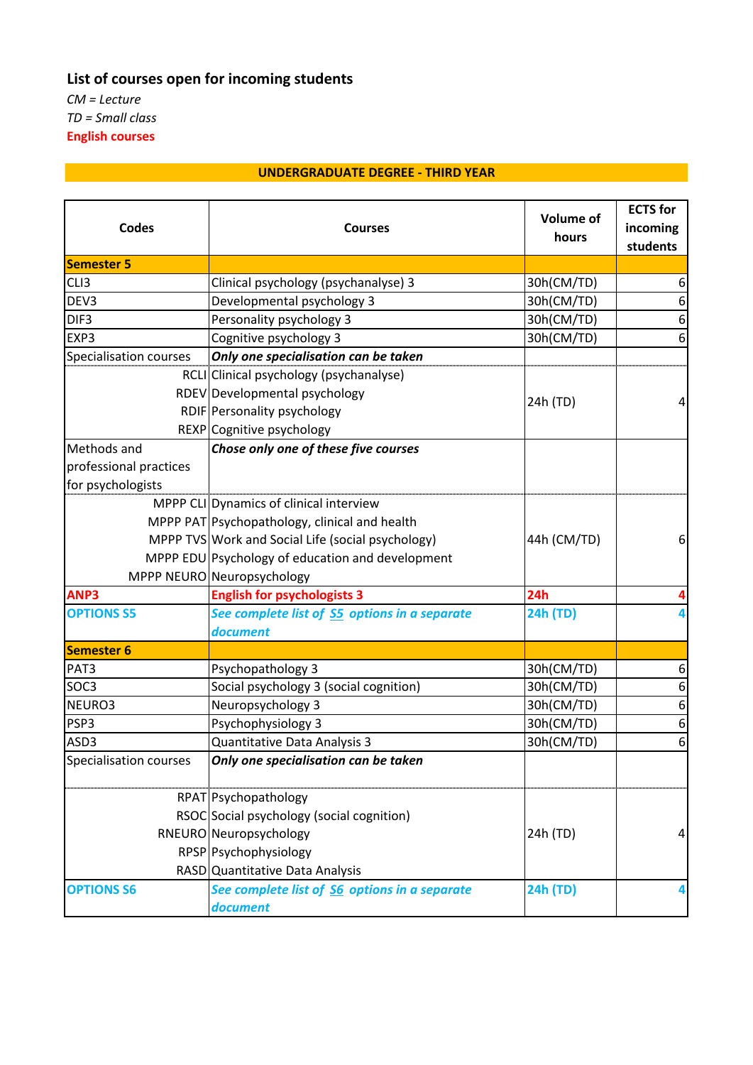## List of courses open for incoming students

*CM = Lecture*

*TD = Small class*

**English courses**

### UNDERGRADUATE DEGREE - THIRD YEAR

| Codes | Courses | Volume of hours | ECTS for incoming students |
|---|---|---|---|
| **Semester 5** | | | |
| CLI3 | Clinical psychology (psychanalyse) 3 | 30h(CM/TD) | 6 |
| DEV3 | Developmental psychology 3 | 30h(CM/TD) | 6 |
| DIF3 | Personality psychology 3 | 30h(CM/TD) | 6 |
| EXP3 | Cognitive psychology 3 | 30h(CM/TD) | 6 |
| Specialisation courses | ***Only one specialisation can be taken*** | | |
| RCLI | Clinical psychology (psychanalyse) | 24h (TD) | 4 |
| RDEV | Developmental psychology | | |
| RDIF | Personality psychology | | |
| REXP | Cognitive psychology | | |
| Methods and professional practices for psychologists | ***Chose only one of these five courses*** | | |
| MPPP CLI | Dynamics of clinical interview | 44h (CM/TD) | 6 |
| MPPP PAT | Psychopathology, clinical and health | | |
| MPPP TVS | Work and Social Life (social psychology) | | |
| MPPP EDU | Psychology of education and development | | |
| MPPP NEURO | Neuropsychology | | |
| **ANP3** | **English for psychologists 3** | **24h** | **4** |
| **OPTIONS S5** | ***See complete list of S5 options in a separate document*** | **24h (TD)** | **4** |
| **Semester 6** | | | |
| PAT3 | Psychopathology 3 | 30h(CM/TD) | 6 |
| SOC3 | Social psychology 3 (social cognition) | 30h(CM/TD) | 6 |
| NEURO3 | Neuropsychology 3 | 30h(CM/TD) | 6 |
| PSP3 | Psychophysiology 3 | 30h(CM/TD) | 6 |
| ASD3 | Quantitative Data Analysis 3 | 30h(CM/TD) | 6 |
| Specialisation courses | ***Only one specialisation can be taken*** | | |
| RPAT | Psychopathology | 24h (TD) | 4 |
| RSOC | Social psychology (social cognition) | | |
| RNEURO | Neuropsychology | | |
| RPSP | Psychophysiology | | |
| RASD | Quantitative Data Analysis | | |
| **OPTIONS S6** | ***See complete list of S6 options in a separate document*** | **24h (TD)** | **4** |